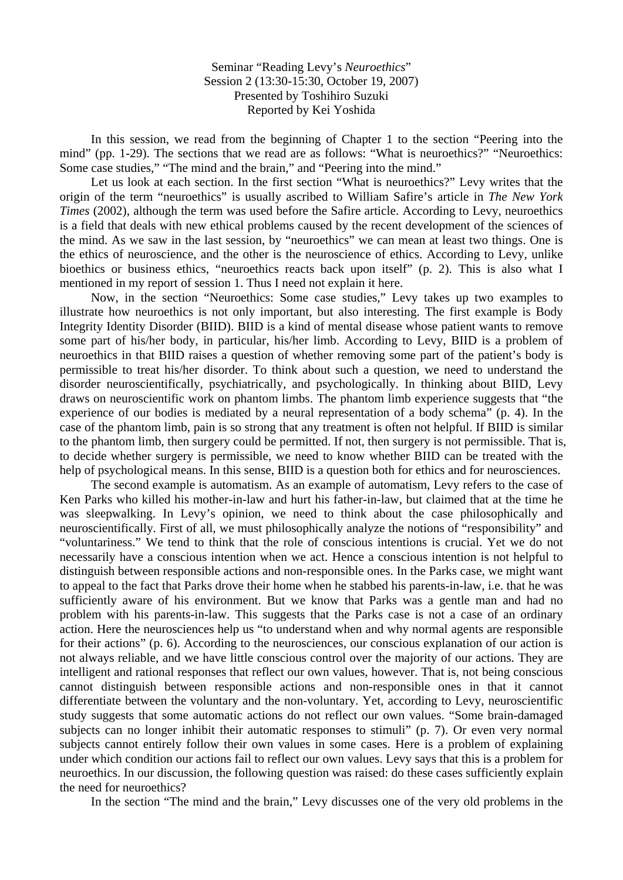Seminar "Reading Levy's *Neuroethics*"
Session 2 (13:30-15:30, October 19, 2007)
Presented by Toshihiro Suzuki
Reported by Kei Yoshida

In this session, we read from the beginning of Chapter 1 to the section "Peering into the mind" (pp. 1-29). The sections that we read are as follows: "What is neuroethics?" "Neuroethics: Some case studies," "The mind and the brain," and "Peering into the mind."

Let us look at each section. In the first section "What is neuroethics?" Levy writes that the origin of the term "neuroethics" is usually ascribed to William Safire's article in *The New York Times* (2002), although the term was used before the Safire article. According to Levy, neuroethics is a field that deals with new ethical problems caused by the recent development of the sciences of the mind. As we saw in the last session, by "neuroethics" we can mean at least two things. One is the ethics of neuroscience, and the other is the neuroscience of ethics. According to Levy, unlike bioethics or business ethics, "neuroethics reacts back upon itself" (p. 2). This is also what I mentioned in my report of session 1. Thus I need not explain it here.

Now, in the section "Neuroethics: Some case studies," Levy takes up two examples to illustrate how neuroethics is not only important, but also interesting. The first example is Body Integrity Identity Disorder (BIID). BIID is a kind of mental disease whose patient wants to remove some part of his/her body, in particular, his/her limb. According to Levy, BIID is a problem of neuroethics in that BIID raises a question of whether removing some part of the patient's body is permissible to treat his/her disorder. To think about such a question, we need to understand the disorder neuroscientifically, psychiatrically, and psychologically. In thinking about BIID, Levy draws on neuroscientific work on phantom limbs. The phantom limb experience suggests that "the experience of our bodies is mediated by a neural representation of a body schema" (p. 4). In the case of the phantom limb, pain is so strong that any treatment is often not helpful. If BIID is similar to the phantom limb, then surgery could be permitted. If not, then surgery is not permissible. That is, to decide whether surgery is permissible, we need to know whether BIID can be treated with the help of psychological means. In this sense, BIID is a question both for ethics and for neurosciences.

The second example is automatism. As an example of automatism, Levy refers to the case of Ken Parks who killed his mother-in-law and hurt his father-in-law, but claimed that at the time he was sleepwalking. In Levy's opinion, we need to think about the case philosophically and neuroscientifically. First of all, we must philosophically analyze the notions of "responsibility" and "voluntariness." We tend to think that the role of conscious intentions is crucial. Yet we do not necessarily have a conscious intention when we act. Hence a conscious intention is not helpful to distinguish between responsible actions and non-responsible ones. In the Parks case, we might want to appeal to the fact that Parks drove their home when he stabbed his parents-in-law, i.e. that he was sufficiently aware of his environment. But we know that Parks was a gentle man and had no problem with his parents-in-law. This suggests that the Parks case is not a case of an ordinary action. Here the neurosciences help us "to understand when and why normal agents are responsible for their actions" (p. 6). According to the neurosciences, our conscious explanation of our action is not always reliable, and we have little conscious control over the majority of our actions. They are intelligent and rational responses that reflect our own values, however. That is, not being conscious cannot distinguish between responsible actions and non-responsible ones in that it cannot differentiate between the voluntary and the non-voluntary. Yet, according to Levy, neuroscientific study suggests that some automatic actions do not reflect our own values. "Some brain-damaged subjects can no longer inhibit their automatic responses to stimuli" (p. 7). Or even very normal subjects cannot entirely follow their own values in some cases. Here is a problem of explaining under which condition our actions fail to reflect our own values. Levy says that this is a problem for neuroethics. In our discussion, the following question was raised: do these cases sufficiently explain the need for neuroethics?

In the section "The mind and the brain," Levy discusses one of the very old problems in the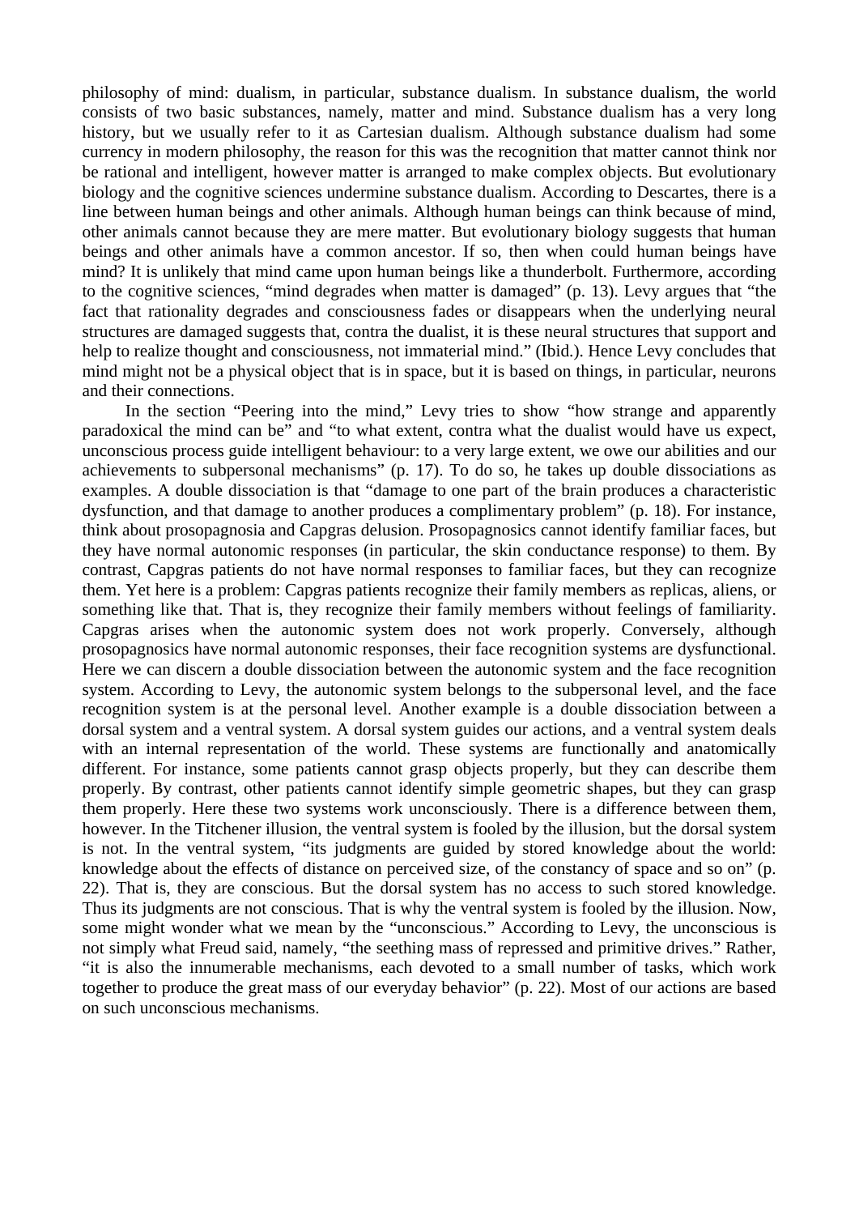philosophy of mind: dualism, in particular, substance dualism. In substance dualism, the world consists of two basic substances, namely, matter and mind. Substance dualism has a very long history, but we usually refer to it as Cartesian dualism. Although substance dualism had some currency in modern philosophy, the reason for this was the recognition that matter cannot think nor be rational and intelligent, however matter is arranged to make complex objects. But evolutionary biology and the cognitive sciences undermine substance dualism. According to Descartes, there is a line between human beings and other animals. Although human beings can think because of mind, other animals cannot because they are mere matter. But evolutionary biology suggests that human beings and other animals have a common ancestor. If so, then when could human beings have mind? It is unlikely that mind came upon human beings like a thunderbolt. Furthermore, according to the cognitive sciences, "mind degrades when matter is damaged" (p. 13). Levy argues that "the fact that rationality degrades and consciousness fades or disappears when the underlying neural structures are damaged suggests that, contra the dualist, it is these neural structures that support and help to realize thought and consciousness, not immaterial mind." (Ibid.). Hence Levy concludes that mind might not be a physical object that is in space, but it is based on things, in particular, neurons and their connections.

In the section "Peering into the mind," Levy tries to show "how strange and apparently paradoxical the mind can be" and "to what extent, contra what the dualist would have us expect, unconscious process guide intelligent behaviour: to a very large extent, we owe our abilities and our achievements to subpersonal mechanisms" (p. 17). To do so, he takes up double dissociations as examples. A double dissociation is that "damage to one part of the brain produces a characteristic dysfunction, and that damage to another produces a complimentary problem" (p. 18). For instance, think about prosopagnosia and Capgras delusion. Prosopagnosics cannot identify familiar faces, but they have normal autonomic responses (in particular, the skin conductance response) to them. By contrast, Capgras patients do not have normal responses to familiar faces, but they can recognize them. Yet here is a problem: Capgras patients recognize their family members as replicas, aliens, or something like that. That is, they recognize their family members without feelings of familiarity. Capgras arises when the autonomic system does not work properly. Conversely, although prosopagnosics have normal autonomic responses, their face recognition systems are dysfunctional. Here we can discern a double dissociation between the autonomic system and the face recognition system. According to Levy, the autonomic system belongs to the subpersonal level, and the face recognition system is at the personal level. Another example is a double dissociation between a dorsal system and a ventral system. A dorsal system guides our actions, and a ventral system deals with an internal representation of the world. These systems are functionally and anatomically different. For instance, some patients cannot grasp objects properly, but they can describe them properly. By contrast, other patients cannot identify simple geometric shapes, but they can grasp them properly. Here these two systems work unconsciously. There is a difference between them, however. In the Titchener illusion, the ventral system is fooled by the illusion, but the dorsal system is not. In the ventral system, "its judgments are guided by stored knowledge about the world: knowledge about the effects of distance on perceived size, of the constancy of space and so on" (p. 22). That is, they are conscious. But the dorsal system has no access to such stored knowledge. Thus its judgments are not conscious. That is why the ventral system is fooled by the illusion. Now, some might wonder what we mean by the "unconscious." According to Levy, the unconscious is not simply what Freud said, namely, "the seething mass of repressed and primitive drives." Rather, "it is also the innumerable mechanisms, each devoted to a small number of tasks, which work together to produce the great mass of our everyday behavior" (p. 22). Most of our actions are based on such unconscious mechanisms.